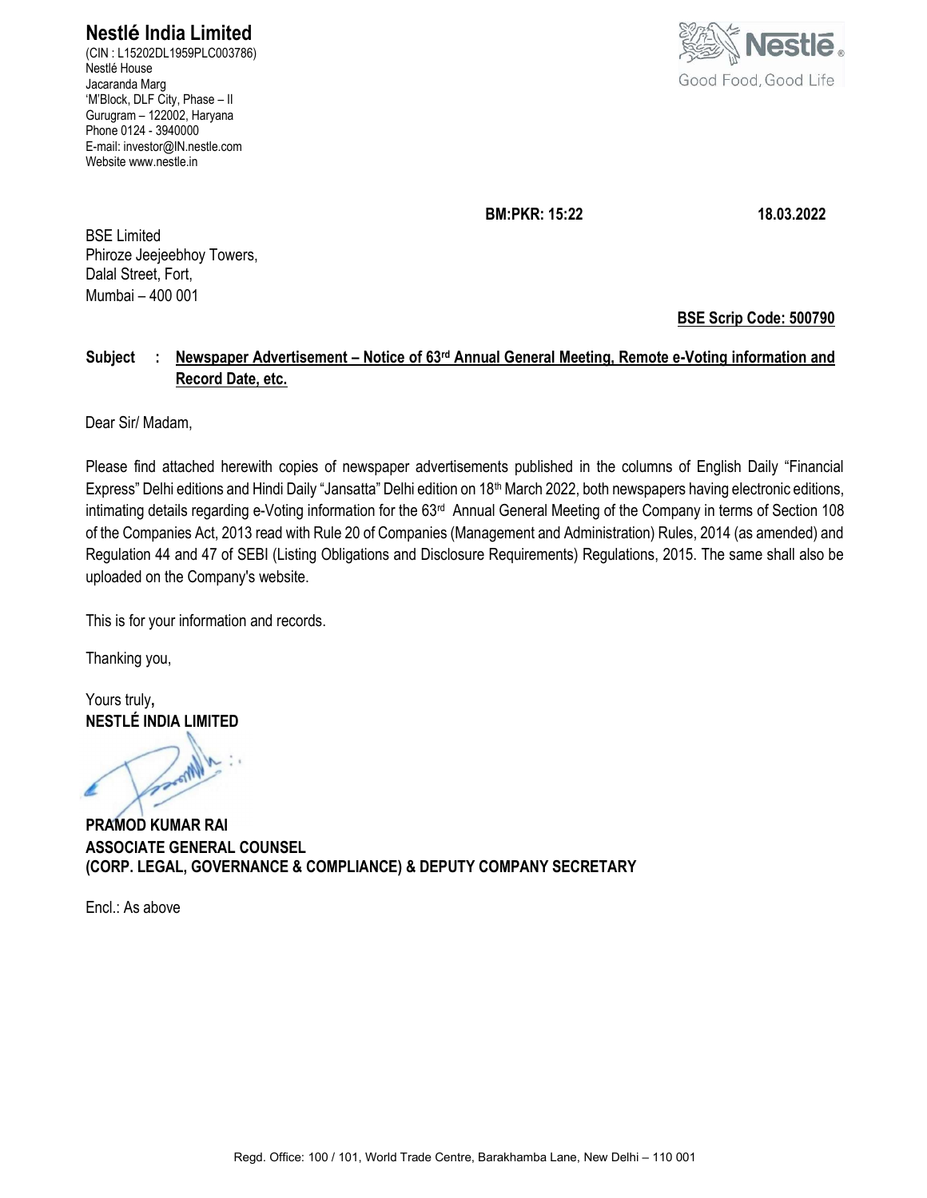# Nestlé India Limited

(CIN : L15202DL1959PLC003786)
Nestlé House
Jacaranda Marg
'M'Block, DLF City, Phase – II
Gurugram – 122002, Haryana
Phone 0124 - 3940000
E-mail: investor@IN.nestle.com
Website www.nestle.in

Nestlé
Good Food, Good Life

**BM:PKR: 15:22** **18.03.2022**

BSE Limited
Phiroze Jeejeebhoy Towers,
Dalal Street, Fort,
Mumbai – 400 001

**BSE Scrip Code: 500790**

**Subject : Newspaper Advertisement – Notice of 63rd Annual General Meeting, Remote e-Voting information and Record Date, etc.**

Dear Sir/ Madam,

Please find attached herewith copies of newspaper advertisements published in the columns of English Daily "Financial Express" Delhi editions and Hindi Daily "Jansatta" Delhi edition on 18th March 2022, both newspapers having electronic editions, intimating details regarding e-Voting information for the 63rd Annual General Meeting of the Company in terms of Section 108 of the Companies Act, 2013 read with Rule 20 of Companies (Management and Administration) Rules, 2014 (as amended) and Regulation 44 and 47 of SEBI (Listing Obligations and Disclosure Requirements) Regulations, 2015. The same shall also be uploaded on the Company's website.

This is for your information and records.

Thanking you,

Yours truly**,**
**NESTLÉ INDIA LIMITED**

**PRAMOD KUMAR RAI**
**ASSOCIATE GENERAL COUNSEL**
**(CORP. LEGAL, GOVERNANCE & COMPLIANCE) & DEPUTY COMPANY SECRETARY**

Encl.: As above

Regd. Office: 100 / 101, World Trade Centre, Barakhamba Lane, New Delhi – 110 001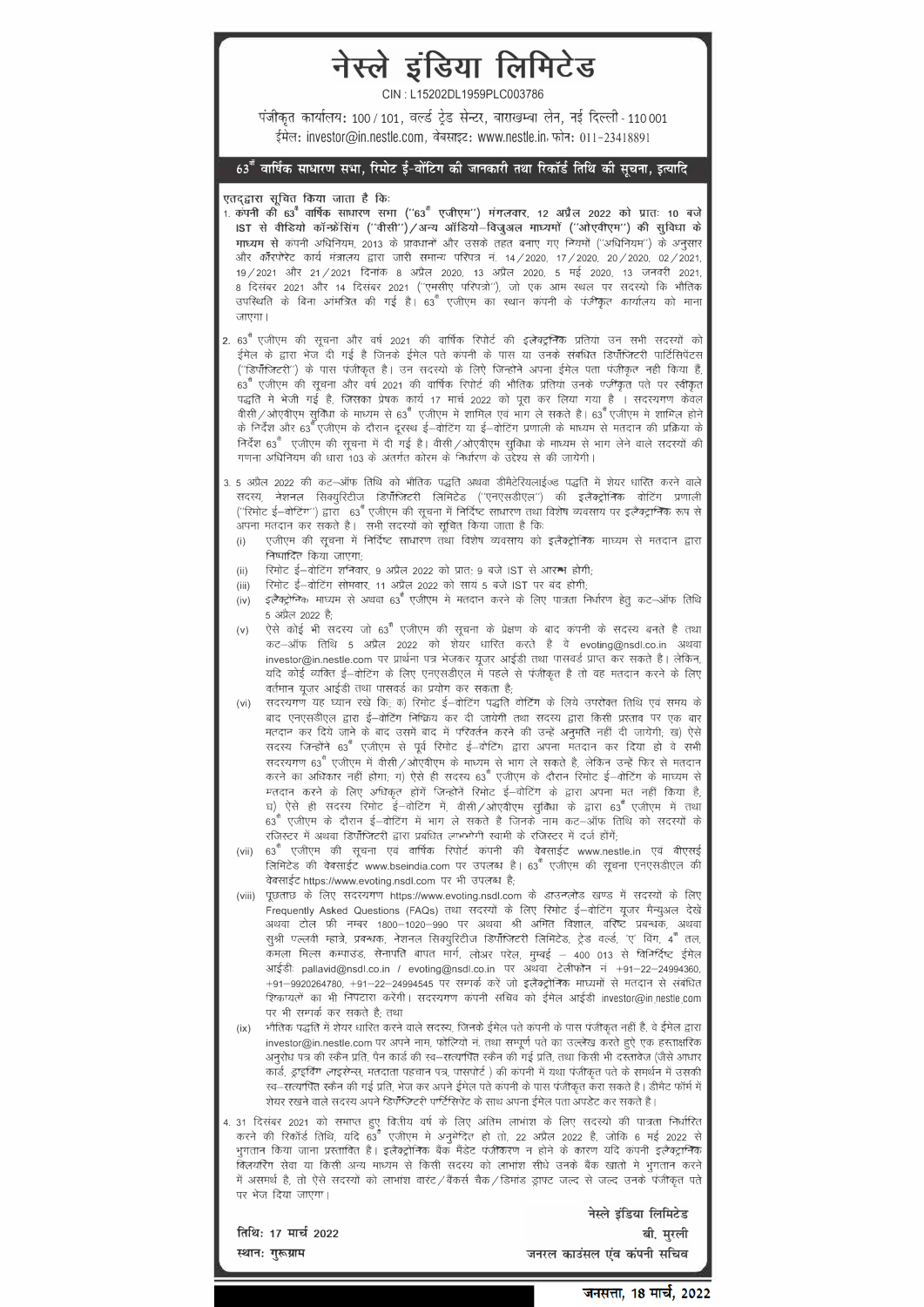# नेस्ले इंडिया लिमिटेड

CIN : L15202DL1959PLC003786

पंजीकृत कार्यालय: 100 / 101, वर्ल्ड ट्रेड सेन्टर, बाराखम्बा लेन, नई दिल्ली - 110 001

ईमेल: investor@in.nestle.com, वेबसाइट: www.nestle.in, फोन: 011-23418891

## 63वाँ वार्षिक साधारण सभा, रिमोट ई-वोटिंग की जानकारी तथा रिकॉर्ड तिथि की सूचना, इत्यादि

**एतद्द्वारा सूचित किया जाता है कि:**

1. **कंपनी की 63वाँ वार्षिक साधारण सभा ("63वाँ एजीएम") मंगलवार, 12 अप्रैल 2022 को प्रातः 10 बजे IST से वीडियो कॉन्फ्रेंसिंग ("वीसी")/अन्य ऑडियो-विजुअल माध्यमों ("ओएवीएम") की सुविधा के माध्यम से** कंपनी अधिनियम, 2013 के प्रावधानों और उसके तहत बनाए गए नियमों ("अधिनियम") के अनुसार और कॉर्पोरेट कार्य मंत्रालय द्वारा जारी सामान्य परिपत्र नं. 14/2020, 17/2020, 20/2020, 02/2021, 19/2021 और 21/2021 दिनांक 8 अप्रैल 2020, 13 अप्रैल 2020, 5 मई 2020, 13 जनवरी 2021, 8 दिसंबर 2021 और 14 दिसंबर 2021 ("एमसीए परिपत्रो"), जो एक आम स्थल पर सदस्यो कि भौतिक उपस्थिति के बिना आमंत्रित की गई है। 63वाँ एजीएम का स्थान कंपनी के पंजीकृत कार्यालय को माना जाएगा।

2. 63वाँ एजीएम की सूचना और वर्ष 2021 की वार्षिक रिपोर्ट की इलैक्ट्रॉनिक प्रतिया उन सभी सदस्यों को ईमेल के द्वारा भेज दी गई है जिनके ईमेल पते कंपनी के पास या उनके संबधित डिपॉजिटरी पार्टिसिपेंटस ("डिपॉजिटरी") के पास पंजीकृत है। उन सदस्यो के लिऐ जिन्होने अपना ईमेल पता पंजीकृत नही किया है, 63वाँ एजीएम की सूचना और वर्ष 2021 की वार्षिक रिपोर्ट की भौतिक प्रतिया उनके पंजीकृत पते पर स्वीकृत पद्धति मे भेजी गई है, जिसका प्रेषक कार्य 17 मार्च 2022 को पूरा कर लिया गया है। सदस्यगण केवल वीसी/ओएवीएम सुविधा के माध्यम से 63वाँ एजीएम मे शामिल एवं भाग ले सकते है। 63वाँ एजीएम मे शामिल होने के निर्देश और 63वाँ एजीएम के दौरान दूरस्थ ई-वोटिंग या ई-वोटिंग प्रणाली के माध्यम से मतदान की प्रक्रिया के निर्देश 63वाँ एजीएम की सूचना में दी गई है। वीसी/ओएवीएम सुविधा के माध्यम से भाग लेने वाले सदस्यों की गणना अधिनियम की धारा 103 के अंतर्गत कोरम के निर्धारण के उद्देश्य से की जायेगी।

3. 5 अप्रैल 2022 की कट-ऑफ तिथि को भौतिक पद्धति अथवा डीमेटेरियलाईज्ड पद्धति मे शेयर धारित करने वाले सदस्य, नेशनल सिक्युरिटीज डिपॉजिटरी लिमिटेड ("एनएसडीएल") की इलैक्ट्रोनिक वोटिंग प्रणाली ("रिमोट ई-वोटिंग") द्वारा 63वाँ एजीएम की सूचना में निर्दिष्ट साधारण तथा विशेष व्यवसाय पर इलैक्ट्रॉनिक रूप से अपना मतदान कर सकते है। सभी सदस्यो को सूचित किया जाता है कि:
   - (i) एजीएम की सूचना में निर्दिष्ट साधारण तथा विशेष व्यवसाय को इलैक्ट्रोनिक माध्यम से मतदान द्वारा निष्पादित किया जाएगा;
   - (ii) रिमोट ई-वोटिंग शनिवार, 9 अप्रैल 2022 को प्रातः 9 बजे IST से आरम्भ होगी;
   - (iii) रिमोट ई-वोटिंग सोमवार, 11 अप्रैल 2022 को सायं 5 बजे IST पर बंद होगी;
   - (iv) इलैक्ट्रोनिक माध्यम से अथवा 63वाँ एजीएम मे मतदान करने के लिए पात्रता निर्धारण हेतु कट-ऑफ तिथि 5 अप्रैल 2022 है;
   - (v) ऐसे कोई भी सदस्य जो 63वाँ एजीएम की सूचना के प्रेक्षण के बाद कंपनी के सदस्य बनते है तथा कट-ऑफ तिथि 5 अप्रैल 2022 को शेयर धारित करते है वे evoting@nsdl.co.in अथवा investor@in.nestle.com पर प्रार्थना पत्र भेजकर यूजर आईडी तथा पासवर्ड प्राप्त कर सकते है। लेकिन, यदि कोई व्यक्ति ई-वोटिंग के लिए एनएसडीएल मे पहले से पंजीकृत है तो वह मतदान करने के लिए वर्तमान यूजर आईडी तथा पासवर्ड का प्रयोग कर सकता है;
   - (vi) सदस्यगण यह ध्यान रखे कि: क) रिमोट ई-वोटिंग पद्धति वोटिंग के लिये उपरोक्त तिथि एवं समय के बाद एनएसडीएल द्वारा ई-वोटिंग निष्क्रिय कर दी जायेगी तथा सदस्य द्वारा किसी प्रस्ताव पर एक बार मतदान कर दिये जाने के बाद उसमे बाद मे परिवर्तन करने की उन्हें अनुमति नहीं दी जायेगी; ख) ऐसे सदस्य जिन्होंने 63वाँ एजीएम से पूर्व रिमोट ई-वोटिंग द्वारा अपना मतदान कर दिया हो वे सभी सदस्यगण 63वाँ एजीएम में वीसी/ओएवीएम के माध्यम से भाग ले सकते है, लेकिन उन्हें फिर से मतदान करने का अधिकार नहीं होगा; ग) ऐसे ही सदस्य 63वाँ एजीएम के दौरान रिमोट ई-वोटिंग के माध्यम से मतदान करने के लिए अधिकृत होगें जिन्होनें रिमोट ई-वोटिंग के द्वारा अपना मत नहीं किया है, घ) ऐसे ही सदस्य रिमोट ई-वोटिंग में, वीसी/ओएवीएम सुविधा के द्वारा 63वाँ एजीएम में तथा 63वाँ एजीएम के दौरान ई-वोटिंग मे भाग ले सकते है जिनके नाम कट-ऑफ तिथि को सदस्यों के रजिस्टर में अथवा डिपॉजिटरी द्वारा प्रबंधित लाभभोगी स्वामी के रजिस्टर में दर्ज होगें;
   - (vii) 63वाँ एजीएम की सूचना एवं वार्षिक रिपोर्ट कंपनी की वेबसाईट www.nestle.in एवं बीएसई लिमिटेड की वेबसाईट www.bseindia.com पर उपलब्ध है। 63वाँ एजीएम की सूचना एनएसडीएल की वेबसाईट https://www.evoting.nsdl.com पर भी उपलब्ध है;
   - (viii) पूछताछ के लिए सदस्यगण https://www.evoting.nsdl.com के डाउनलोड खण्ड में सदस्यों के लिए Frequently Asked Questions (FAQs) तथा सदस्यो के लिए रिमोट ई-वोटिंग यूजर मैन्युअल देखें अथवा टोल फ्री नम्बर 1800-1020-990 पर अथवा श्री अमित विशाल, वरिष्ट प्रबन्धक, अथवा सुश्री पल्लवी म्हात्रे, प्रबन्धक, नेशनल सिक्युरिटीज डिपॉजिटरी लिमिटेड, ट्रेड वर्ल्ड, 'ए' विंग, 4था तल, कमला मिल्स कम्पाउंड, सेनापति बापत मार्ग, लोअर परेल, मुम्बई – 400 013 से विनिर्दिष्ट ईमेल आईडी: pallavid@nsdl.co.in / evoting@nsdl.co.in पर अथवा टेलीफोन नं +91-22-24994360, +91-9920264780, +91-22-24994545 पर सम्पर्क करें जो इलैक्ट्रोनिक माध्यमों से मतदान से संबधित शिकायतों का भी निपटारा करेंगी। सदस्यगण कंपनी सचिव को ईमेल आईडी investor@in.nestle.com पर भी सम्पर्क कर सकते है; तथा
   - (ix) भौतिक पद्धति में शेयर धारित करने वाले सदस्य, जिनके ईमेल पते कंपनी के पास पंजीकृत नहीं है, वे ईमेल द्वारा investor@in.nestle.com पर अपने नाम, फोलियो नं. तथा सम्पूर्ण पते का उल्लेख करते हुऐ एक हस्ताक्षरित अनुरोध पत्र की स्कैन प्रति, पैन कार्ड की स्व-सत्यापित स्कैन की गई प्रति, तथा किसी भी दस्तावेज (जैसे आधार कार्ड, ड्राइविंग लाइसेन्स, मतदाता पहचान पत्र, पासपोर्ट) की कंपनी में यथा पंजीकृत पते के समर्थन में उसकी स्व-सत्यापित स्कैन की गई प्रति, भेज कर अपने ईमेल पते कंपनी के पास पंजीकृत करा सकते है। डीमैट फॉर्म में शेयर रखने वाले सदस्य अपने डिपॉजिटरी पार्टिसिपेंट के साथ अपना ईमेल पता अपडेट कर सकते है।

4. 31 दिसंबर 2021 को समाप्त हुए वित्तीय वर्ष के लिए अंतिम लाभांश के लिए सदस्यो की पात्रता निर्धारित करने की रिकॉर्ड तिथि, यदि 63वाँ एजीएम मे अनुमोदित हो तो, 22 अप्रैल 2022 है, जोकि 6 मई 2022 से भुगतान किया जाना प्रस्तावित है। इलैक्ट्रोनिक बैंक मैंडेट पंजीकरण न होने के कारण यदि कंपनी इलैक्ट्रॉनिक क्लियरिंग सेवा या किसी अन्य माध्यम से किसी सदस्य को लाभांश सीधे उनके बैंक खातो मे भुगतान करने में असमर्थ है, तो ऐसे सदस्यों को लाभांश वारंट/बैंकर्स चैक/डिमांड ड्राफ्ट जल्द से जल्द उनके पंजीकृत पते पर भेज दिया जाएगा।

तिथि: 17 मार्च 2022

स्थान: गुरूग्राम

नेस्ले इंडिया लिमिटेड

बी. मुरली

जनरल काउंसल एवं कंपनी सचिव

जनसत्ता, 18 मार्च, 2022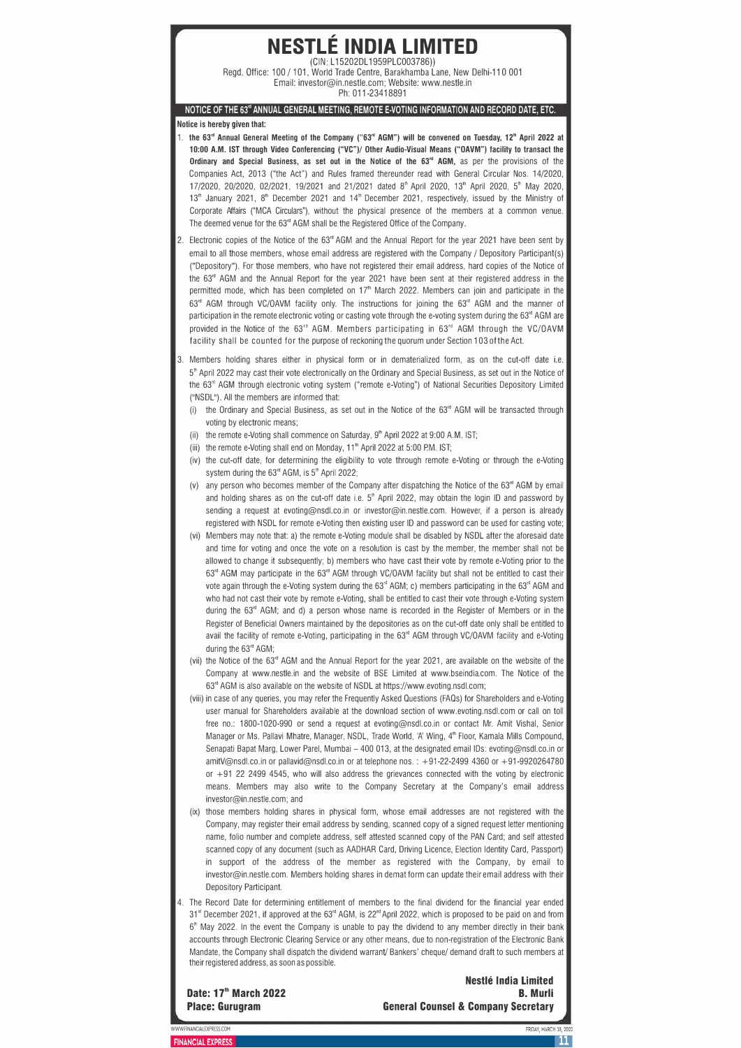# NESTLÉ INDIA LIMITED

(CIN: L15202DL1959PLC003786))

Regd. Office: 100 / 101, World Trade Centre, Barakhamba Lane, New Delhi-110 001

Email: investor@in.nestle.com; Website: www.nestle.in

Ph: 011-23418891

## NOTICE OF THE 63rd ANNUAL GENERAL MEETING, REMOTE E-VOTING INFORMATION AND RECORD DATE, ETC.

**Notice is hereby given that:**

1. **the 63rd Annual General Meeting of the Company ("63rd AGM") will be convened on Tuesday, 12th April 2022 at 10:00 A.M. IST through Video Conferencing ("VC")/ Other Audio-Visual Means ("OAVM") facility to transact the Ordinary and Special Business, as set out in the Notice of the 63rd AGM,** as per the provisions of the Companies Act, 2013 ("the Act") and Rules framed thereunder read with General Circular Nos. 14/2020, 17/2020, 20/2020, 02/2021, 19/2021 and 21/2021 dated 8th April 2020, 13th April 2020, 5th May 2020, 13th January 2021, 8th December 2021 and 14th December 2021, respectively, issued by the Ministry of Corporate Affairs ("MCA Circulars"), without the physical presence of the members at a common venue. The deemed venue for the 63rd AGM shall be the Registered Office of the Company.

2. Electronic copies of the Notice of the 63rd AGM and the Annual Report for the year 2021 have been sent by email to all those members, whose email address are registered with the Company / Depository Participant(s) ("Depository"). For those members, who have not registered their email address, hard copies of the Notice of the 63rd AGM and the Annual Report for the year 2021 have been sent at their registered address in the permitted mode, which has been completed on 17th March 2022. Members can join and participate in the 63rd AGM through VC/OAVM facility only. The instructions for joining the 63rd AGM and the manner of participation in the remote electronic voting or casting vote through the e-voting system during the 63rd AGM are provided in the Notice of the 63rd AGM. Members participating in 63rd AGM through the VC/OAVM facility shall be counted for the purpose of reckoning the quorum under Section 103 of the Act.

3. Members holding shares either in physical form or in dematerialized form, as on the cut-off date i.e. 5th April 2022 may cast their vote electronically on the Ordinary and Special Business, as set out in the Notice of the 63rd AGM through electronic voting system ("remote e-Voting") of National Securities Depository Limited ("NSDL"). All the members are informed that:
   - (i) the Ordinary and Special Business, as set out in the Notice of the 63rd AGM will be transacted through voting by electronic means;
   - (ii) the remote e-Voting shall commence on Saturday, 9th April 2022 at 9:00 A.M. IST;
   - (iii) the remote e-Voting shall end on Monday, 11th April 2022 at 5:00 P.M. IST;
   - (iv) the cut-off date, for determining the eligibility to vote through remote e-Voting or through the e-Voting system during the 63rd AGM, is 5th April 2022;
   - (v) any person who becomes member of the Company after dispatching the Notice of the 63rd AGM by email and holding shares as on the cut-off date i.e. 5th April 2022, may obtain the login ID and password by sending a request at evoting@nsdl.co.in or investor@in.nestle.com. However, if a person is already registered with NSDL for remote e-Voting then existing user ID and password can be used for casting vote;
   - (vi) Members may note that: a) the remote e-Voting module shall be disabled by NSDL after the aforesaid date and time for voting and once the vote on a resolution is cast by the member, the member shall not be allowed to change it subsequently; b) members who have cast their vote by remote e-Voting prior to the 63rd AGM may participate in the 63rd AGM through VC/OAVM facility but shall not be entitled to cast their vote again through the e-Voting system during the 63rd AGM; c) members participating in the 63rd AGM and who had not cast their vote by remote e-Voting, shall be entitled to cast their vote through e-Voting system during the 63rd AGM; and d) a person whose name is recorded in the Register of Members or in the Register of Beneficial Owners maintained by the depositories as on the cut-off date only shall be entitled to avail the facility of remote e-Voting, participating in the 63rd AGM through VC/OAVM facility and e-Voting during the 63rd AGM;
   - (vii) the Notice of the 63rd AGM and the Annual Report for the year 2021, are available on the website of the Company at www.nestle.in and the website of BSE Limited at www.bseindia.com. The Notice of the 63rd AGM is also available on the website of NSDL at https://www.evoting.nsdl.com;
   - (viii) in case of any queries, you may refer the Frequently Asked Questions (FAQs) for Shareholders and e-Voting user manual for Shareholders available at the download section of www.evoting.nsdl.com or call on toll free no.: 1800-1020-990 or send a request at evoting@nsdl.co.in or contact Mr. Amit Vishal, Senior Manager or Ms. Pallavi Mhatre, Manager, NSDL, Trade World, 'A' Wing, 4th Floor, Kamala Mills Compound, Senapati Bapat Marg, Lower Parel, Mumbai – 400 013, at the designated email IDs: evoting@nsdl.co.in or amitV@nsdl.co.in or pallavid@nsdl.co.in or at telephone nos. : +91-22-2499 4360 or +91-9920264780 or +91 22 2499 4545, who will also address the grievances connected with the voting by electronic means. Members may also write to the Company Secretary at the Company's email address investor@in.nestle.com; and
   - (ix) those members holding shares in physical form, whose email addresses are not registered with the Company, may register their email address by sending, scanned copy of a signed request letter mentioning name, folio number and complete address, self attested scanned copy of the PAN Card; and self attested scanned copy of any document (such as AADHAR Card, Driving Licence, Election Identity Card, Passport) in support of the address of the member as registered with the Company, by email to investor@in.nestle.com. Members holding shares in demat form can update their email address with their Depository Participant.

4. The Record Date for determining entitlement of members to the final dividend for the financial year ended 31st December 2021, if approved at the 63rd AGM, is 22nd April 2022, which is proposed to be paid on and from 6th May 2022. In the event the Company is unable to pay the dividend to any member directly in their bank accounts through Electronic Clearing Service or any other means, due to non-registration of the Electronic Bank Mandate, the Company shall dispatch the dividend warrant/ Bankers' cheque/ demand draft to such members at their registered address, as soon as possible.

**Date: 17th March 2022**
**Place: Gurugram**

**Nestlé India Limited**
**B. Murli**
**General Counsel & Company Secretary**